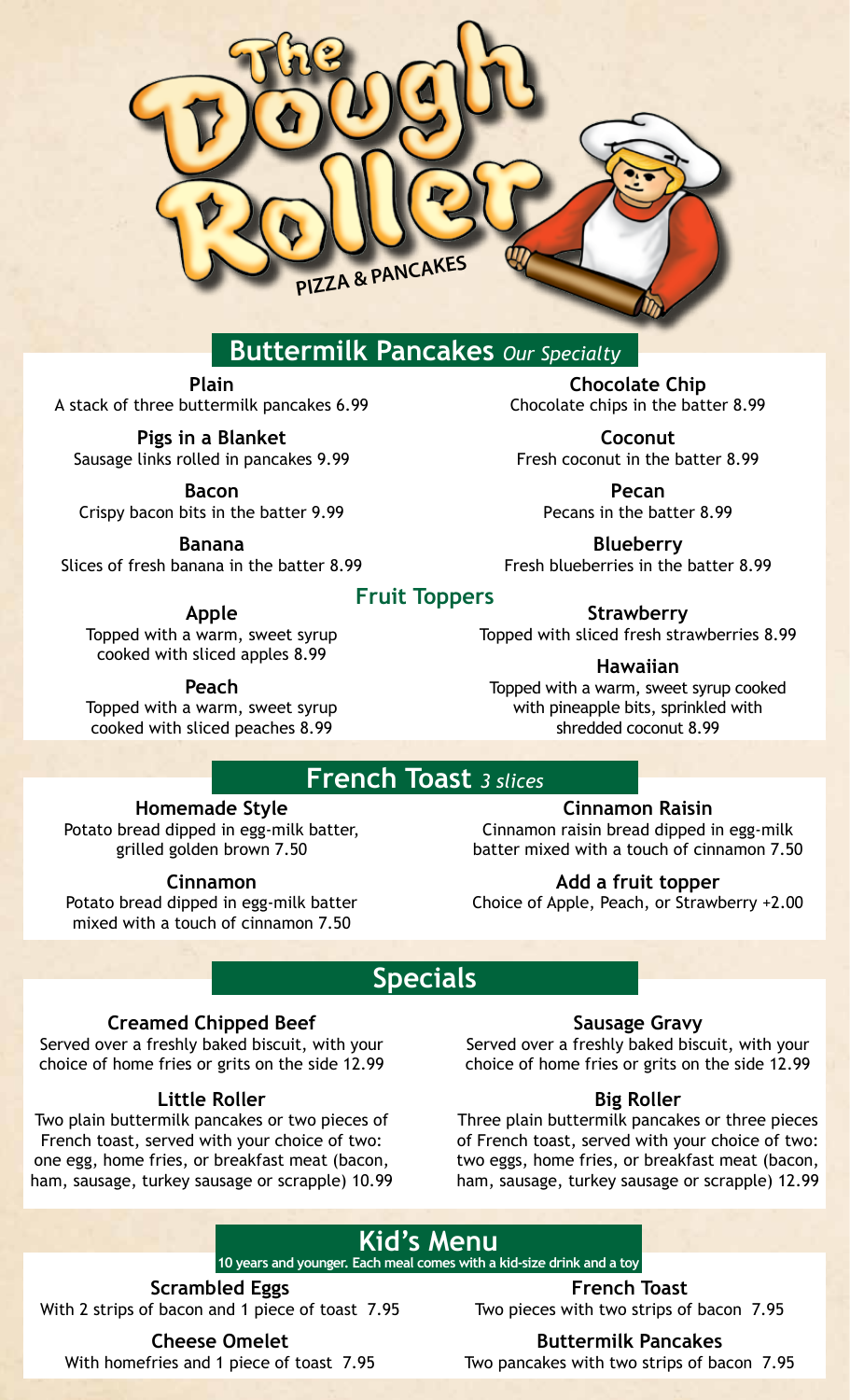# The Dough Roller

PIZZA & PANCAKES

## Buttermilk Pancakes *Our Specialty*

**Plain**
A stack of three buttermilk pancakes 6.99

**Pigs in a Blanket**
Sausage links rolled in pancakes 9.99

**Bacon**
Crispy bacon bits in the batter 9.99

**Banana**
Slices of fresh banana in the batter 8.99

**Chocolate Chip**
Chocolate chips in the batter 8.99

**Coconut**
Fresh coconut in the batter 8.99

**Pecan**
Pecans in the batter 8.99

**Blueberry**
Fresh blueberries in the batter 8.99

### Fruit Toppers

**Apple**
Topped with a warm, sweet syrup cooked with sliced apples 8.99

**Peach**
Topped with a warm, sweet syrup cooked with sliced peaches 8.99

**Strawberry**
Topped with sliced fresh strawberries 8.99

**Hawaiian**
Topped with a warm, sweet syrup cooked with pineapple bits, sprinkled with shredded coconut 8.99

## French Toast *3 slices*

**Homemade Style**
Potato bread dipped in egg-milk batter, grilled golden brown 7.50

**Cinnamon**
Potato bread dipped in egg-milk batter mixed with a touch of cinnamon 7.50

**Cinnamon Raisin**
Cinnamon raisin bread dipped in egg-milk batter mixed with a touch of cinnamon 7.50

**Add a fruit topper**
Choice of Apple, Peach, or Strawberry +2.00

## Specials

**Creamed Chipped Beef**
Served over a freshly baked biscuit, with your choice of home fries or grits on the side 12.99

**Little Roller**
Two plain buttermilk pancakes or two pieces of French toast, served with your choice of two: one egg, home fries, or breakfast meat (bacon, ham, sausage, turkey sausage or scrapple) 10.99

**Sausage Gravy**
Served over a freshly baked biscuit, with your choice of home fries or grits on the side 12.99

**Big Roller**
Three plain buttermilk pancakes or three pieces of French toast, served with your choice of two: two eggs, home fries, or breakfast meat (bacon, ham, sausage, turkey sausage or scrapple) 12.99

## Kid's Menu

**10 years and younger. Each meal comes with a kid-size drink and a toy**

**Scrambled Eggs**
With 2 strips of bacon and 1 piece of toast 7.95

**Cheese Omelet**
With homefries and 1 piece of toast 7.95

**French Toast**
Two pieces with two strips of bacon 7.95

**Buttermilk Pancakes**
Two pancakes with two strips of bacon 7.95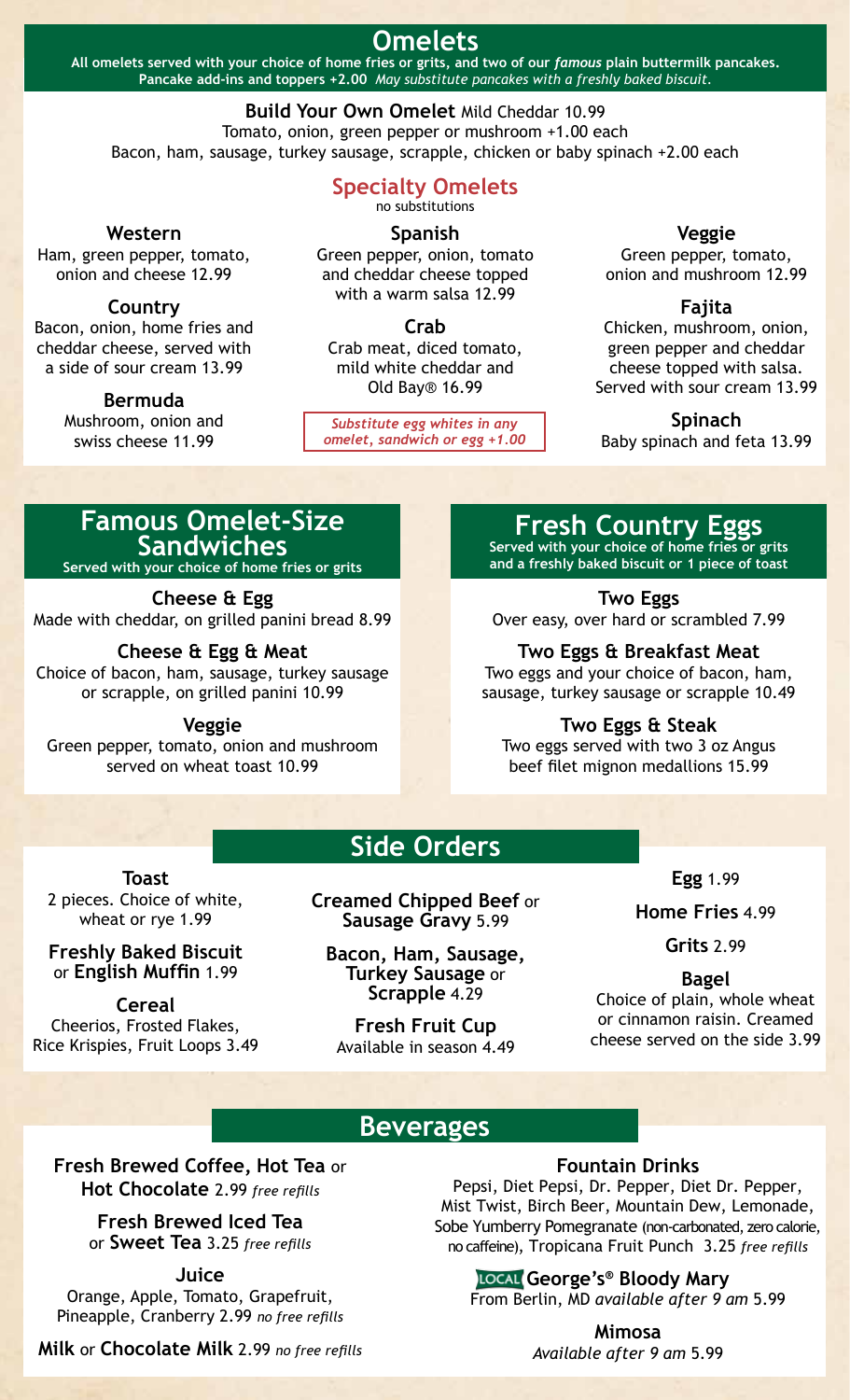# Omelets

**All omelets served with your choice of home fries or grits, and two of our *famous* plain buttermilk pancakes. Pancake add-ins and toppers +2.00** *May substitute pancakes with a freshly baked biscuit.*

**Build Your Own Omelet** Mild Cheddar 10.99
Tomato, onion, green pepper or mushroom +1.00 each
Bacon, ham, sausage, turkey sausage, scrapple, chicken or baby spinach +2.00 each

## Specialty Omelets

no substitutions

**Western**
Ham, green pepper, tomato, onion and cheese 12.99

**Country**
Bacon, onion, home fries and cheddar cheese, served with a side of sour cream 13.99

**Bermuda**
Mushroom, onion and swiss cheese 11.99

**Spanish**
Green pepper, onion, tomato and cheddar cheese topped with a warm salsa 12.99

**Crab**
Crab meat, diced tomato, mild white cheddar and Old Bay® 16.99

*Substitute egg whites in any omelet, sandwich or egg +1.00*

**Veggie**
Green pepper, tomato, onion and mushroom 12.99

**Fajita**
Chicken, mushroom, onion, green pepper and cheddar cheese topped with salsa. Served with sour cream 13.99

**Spinach**
Baby spinach and feta 13.99

# Famous Omelet-Size Sandwiches

**Served with your choice of home fries or grits**

**Cheese & Egg**
Made with cheddar, on grilled panini bread 8.99

**Cheese & Egg & Meat**
Choice of bacon, ham, sausage, turkey sausage or scrapple, on grilled panini 10.99

**Veggie**
Green pepper, tomato, onion and mushroom served on wheat toast 10.99

# Fresh Country Eggs

**Served with your choice of home fries or grits and a freshly baked biscuit or 1 piece of toast**

**Two Eggs**
Over easy, over hard or scrambled 7.99

**Two Eggs & Breakfast Meat**
Two eggs and your choice of bacon, ham, sausage, turkey sausage or scrapple 10.49

**Two Eggs & Steak**
Two eggs served with two 3 oz Angus beef filet mignon medallions 15.99

# Side Orders

**Toast**
2 pieces. Choice of white, wheat or rye 1.99

**Freshly Baked Biscuit** or **English Muffin** 1.99

**Cereal**
Cheerios, Frosted Flakes, Rice Krispies, Fruit Loops 3.49

**Creamed Chipped Beef** or **Sausage Gravy** 5.99

**Bacon, Ham, Sausage, Turkey Sausage** or **Scrapple** 4.29

**Fresh Fruit Cup**
Available in season 4.49

**Egg** 1.99

**Home Fries** 4.99

**Grits** 2.99

**Bagel**
Choice of plain, whole wheat or cinnamon raisin. Creamed cheese served on the side 3.99

# Beverages

**Fresh Brewed Coffee, Hot Tea** or **Hot Chocolate** 2.99 *free refills*

**Fresh Brewed Iced Tea** or **Sweet Tea** 3.25 *free refills*

**Juice**
Orange, Apple, Tomato, Grapefruit, Pineapple, Cranberry 2.99 *no free refills*

**Milk** or **Chocolate Milk** 2.99 *no free refills*

**Fountain Drinks**
Pepsi, Diet Pepsi, Dr. Pepper, Diet Dr. Pepper, Mist Twist, Birch Beer, Mountain Dew, Lemonade, Sobe Yumberry Pomegranate (non-carbonated, zero calorie, no caffeine), Tropicana Fruit Punch 3.25 *free refills*

LOCAL **George's® Bloody Mary**
From Berlin, MD *available after 9 am* 5.99

**Mimosa**
*Available after 9 am* 5.99